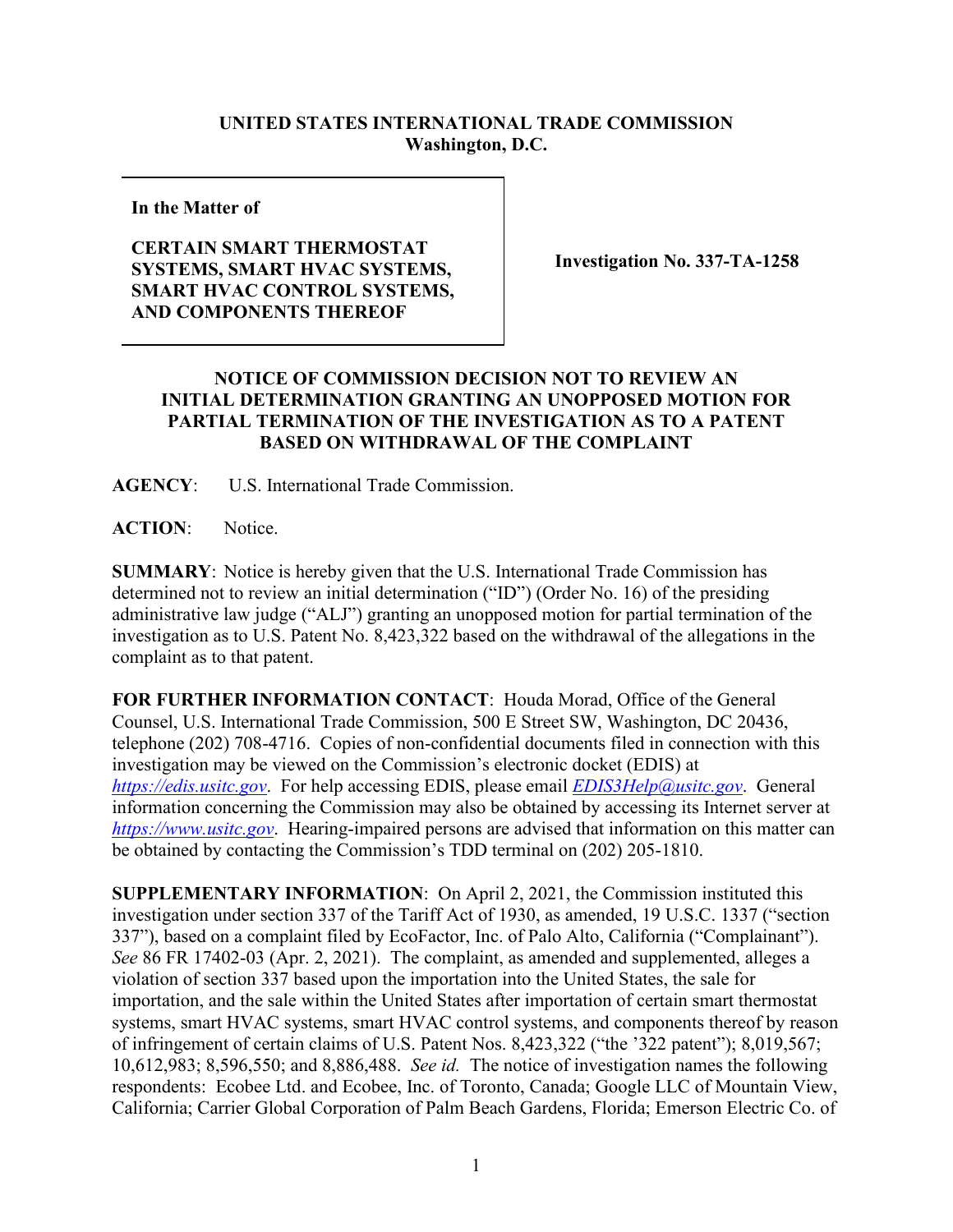**UNITED STATES INTERNATIONAL TRADE COMMISSION**
**Washington, D.C.**

| **In the Matter of**<br><br>**CERTAIN SMART THERMOSTAT SYSTEMS, SMART HVAC SYSTEMS, SMART HVAC CONTROL SYSTEMS, AND COMPONENTS THEREOF** | **Investigation No. 337-TA-1258** |
| --- | --- |

**NOTICE OF COMMISSION DECISION NOT TO REVIEW AN INITIAL DETERMINATION GRANTING AN UNOPPOSED MOTION FOR PARTIAL TERMINATION OF THE INVESTIGATION AS TO A PATENT BASED ON WITHDRAWAL OF THE COMPLAINT**

**AGENCY**: U.S. International Trade Commission.

**ACTION**: Notice.

**SUMMARY**: Notice is hereby given that the U.S. International Trade Commission has determined not to review an initial determination ("ID") (Order No. 16) of the presiding administrative law judge ("ALJ") granting an unopposed motion for partial termination of the investigation as to U.S. Patent No. 8,423,322 based on the withdrawal of the allegations in the complaint as to that patent.

**FOR FURTHER INFORMATION CONTACT**: Houda Morad, Office of the General Counsel, U.S. International Trade Commission, 500 E Street SW, Washington, DC 20436, telephone (202) 708-4716. Copies of non-confidential documents filed in connection with this investigation may be viewed on the Commission's electronic docket (EDIS) at *https://edis.usitc.gov*. For help accessing EDIS, please email *EDIS3Help@usitc.gov*. General information concerning the Commission may also be obtained by accessing its Internet server at *https://www.usitc.gov*. Hearing-impaired persons are advised that information on this matter can be obtained by contacting the Commission's TDD terminal on (202) 205-1810.

**SUPPLEMENTARY INFORMATION**: On April 2, 2021, the Commission instituted this investigation under section 337 of the Tariff Act of 1930, as amended, 19 U.S.C. 1337 ("section 337"), based on a complaint filed by EcoFactor, Inc. of Palo Alto, California ("Complainant"). *See* 86 FR 17402-03 (Apr. 2, 2021). The complaint, as amended and supplemented, alleges a violation of section 337 based upon the importation into the United States, the sale for importation, and the sale within the United States after importation of certain smart thermostat systems, smart HVAC systems, smart HVAC control systems, and components thereof by reason of infringement of certain claims of U.S. Patent Nos. 8,423,322 ("the '322 patent"); 8,019,567; 10,612,983; 8,596,550; and 8,886,488. *See id.* The notice of investigation names the following respondents: Ecobee Ltd. and Ecobee, Inc. of Toronto, Canada; Google LLC of Mountain View, California; Carrier Global Corporation of Palm Beach Gardens, Florida; Emerson Electric Co. of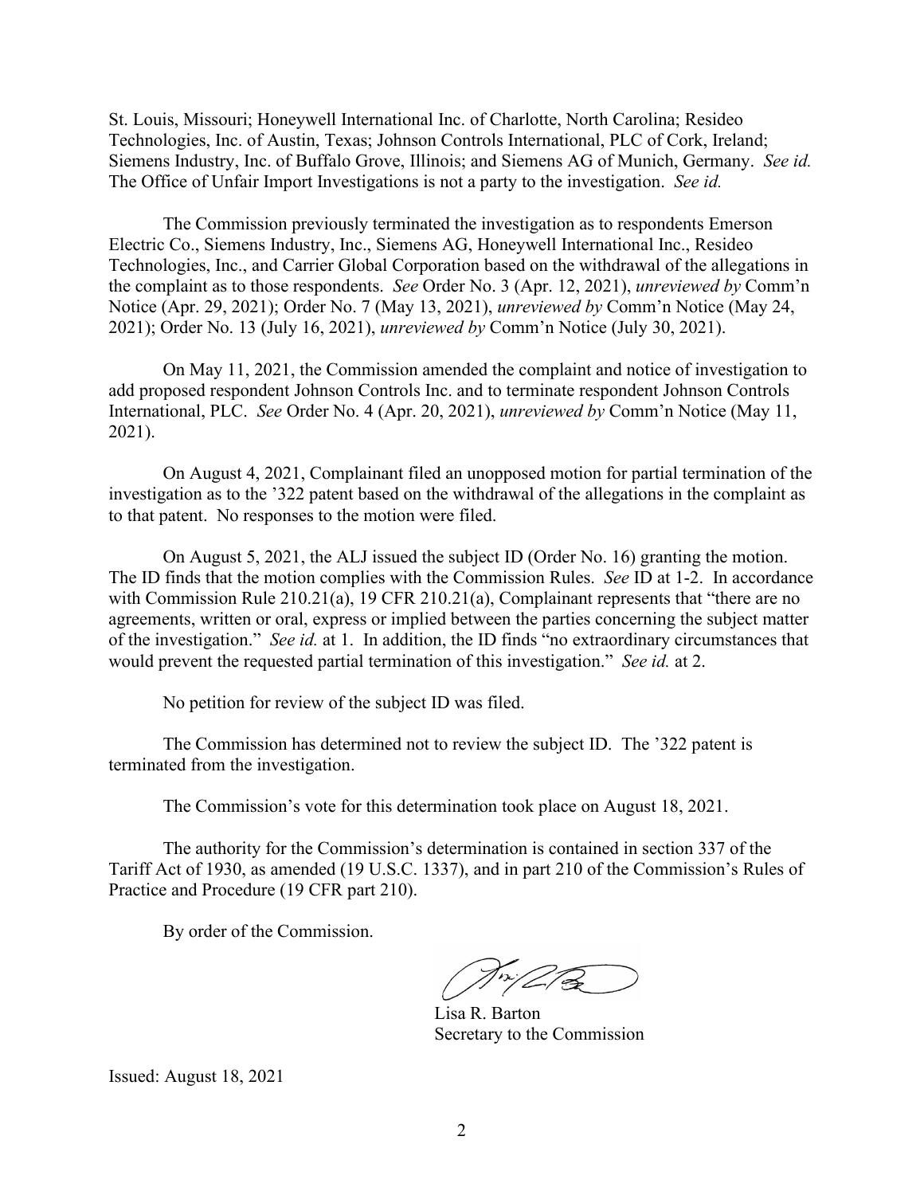St. Louis, Missouri; Honeywell International Inc. of Charlotte, North Carolina; Resideo Technologies, Inc. of Austin, Texas; Johnson Controls International, PLC of Cork, Ireland; Siemens Industry, Inc. of Buffalo Grove, Illinois; and Siemens AG of Munich, Germany. *See id.* The Office of Unfair Import Investigations is not a party to the investigation. *See id.*

The Commission previously terminated the investigation as to respondents Emerson Electric Co., Siemens Industry, Inc., Siemens AG, Honeywell International Inc., Resideo Technologies, Inc., and Carrier Global Corporation based on the withdrawal of the allegations in the complaint as to those respondents. *See* Order No. 3 (Apr. 12, 2021), *unreviewed by* Comm'n Notice (Apr. 29, 2021); Order No. 7 (May 13, 2021), *unreviewed by* Comm'n Notice (May 24, 2021); Order No. 13 (July 16, 2021), *unreviewed by* Comm'n Notice (July 30, 2021).

On May 11, 2021, the Commission amended the complaint and notice of investigation to add proposed respondent Johnson Controls Inc. and to terminate respondent Johnson Controls International, PLC. *See* Order No. 4 (Apr. 20, 2021), *unreviewed by* Comm'n Notice (May 11, 2021).

On August 4, 2021, Complainant filed an unopposed motion for partial termination of the investigation as to the '322 patent based on the withdrawal of the allegations in the complaint as to that patent. No responses to the motion were filed.

On August 5, 2021, the ALJ issued the subject ID (Order No. 16) granting the motion. The ID finds that the motion complies with the Commission Rules. *See* ID at 1-2. In accordance with Commission Rule 210.21(a), 19 CFR 210.21(a), Complainant represents that "there are no agreements, written or oral, express or implied between the parties concerning the subject matter of the investigation." *See id.* at 1. In addition, the ID finds "no extraordinary circumstances that would prevent the requested partial termination of this investigation." *See id.* at 2.

No petition for review of the subject ID was filed.

The Commission has determined not to review the subject ID. The '322 patent is terminated from the investigation.

The Commission's vote for this determination took place on August 18, 2021.

The authority for the Commission's determination is contained in section 337 of the Tariff Act of 1930, as amended (19 U.S.C. 1337), and in part 210 of the Commission's Rules of Practice and Procedure (19 CFR part 210).

By order of the Commission.

Lisa R. Barton
Secretary to the Commission

Issued: August 18, 2021